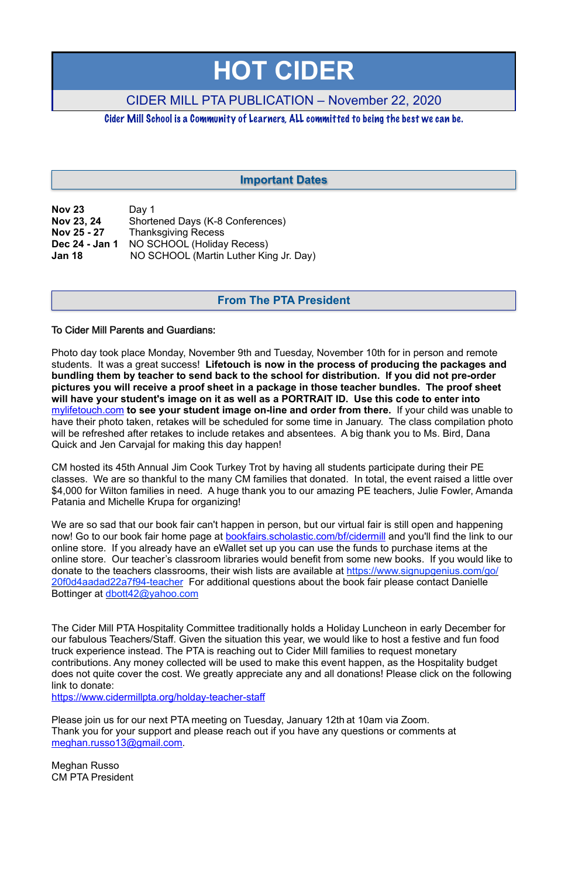# HOT CIDER

CIDER MILL PTA PUBLICATION – November 22, 2020

Cider Mill School is a Community of Learners, ALL committed to being the best we can be.

## Important Dates

| | |
|---|---|
| **Nov 23** | Day 1 |
| **Nov 23, 24** | Shortened Days (K-8 Conferences) |
| **Nov 25 - 27** | Thanksgiving Recess |
| **Dec 24 - Jan 1** | NO SCHOOL (Holiday Recess) |
| **Jan 18** | NO SCHOOL (Martin Luther King Jr. Day) |

## From The PTA President

To Cider Mill Parents and Guardians:

Photo day took place Monday, November 9th and Tuesday, November 10th for in person and remote students. It was a great success! **Lifetouch is now in the process of producing the packages and bundling them by teacher to send back to the school for distribution. If you did not pre-order pictures you will receive a proof sheet in a package in those teacher bundles. The proof sheet will have your student's image on it as well as a PORTRAIT ID. Use this code to enter into** mylifetouch.com **to see your student image on-line and order from there.** If your child was unable to have their photo taken, retakes will be scheduled for some time in January. The class compilation photo will be refreshed after retakes to include retakes and absentees. A big thank you to Ms. Bird, Dana Quick and Jen Carvajal for making this day happen!

CM hosted its 45th Annual Jim Cook Turkey Trot by having all students participate during their PE classes. We are so thankful to the many CM families that donated. In total, the event raised a little over $4,000 for Wilton families in need. A huge thank you to our amazing PE teachers, Julie Fowler, Amanda Patania and Michelle Krupa for organizing!

We are so sad that our book fair can't happen in person, but our virtual fair is still open and happening now! Go to our book fair home page at bookfairs.scholastic.com/bf/cidermill and you'll find the link to our online store. If you already have an eWallet set up you can use the funds to purchase items at the online store. Our teacher's classroom libraries would benefit from some new books. If you would like to donate to the teachers classrooms, their wish lists are available at https://www.signupgenius.com/go/20f0d4aadad22a7f94-teacher For additional questions about the book fair please contact Danielle Bottinger at dbott42@yahoo.com

The Cider Mill PTA Hospitality Committee traditionally holds a Holiday Luncheon in early December for our fabulous Teachers/Staff. Given the situation this year, we would like to host a festive and fun food truck experience instead. The PTA is reaching out to Cider Mill families to request monetary contributions. Any money collected will be used to make this event happen, as the Hospitality budget does not quite cover the cost. We greatly appreciate any and all donations! Please click on the following link to donate:
https://www.cidermillpta.org/holday-teacher-staff

Please join us for our next PTA meeting on Tuesday, January 12th at 10am via Zoom.
Thank you for your support and please reach out if you have any questions or comments at meghan.russo13@gmail.com.

Meghan Russo
CM PTA President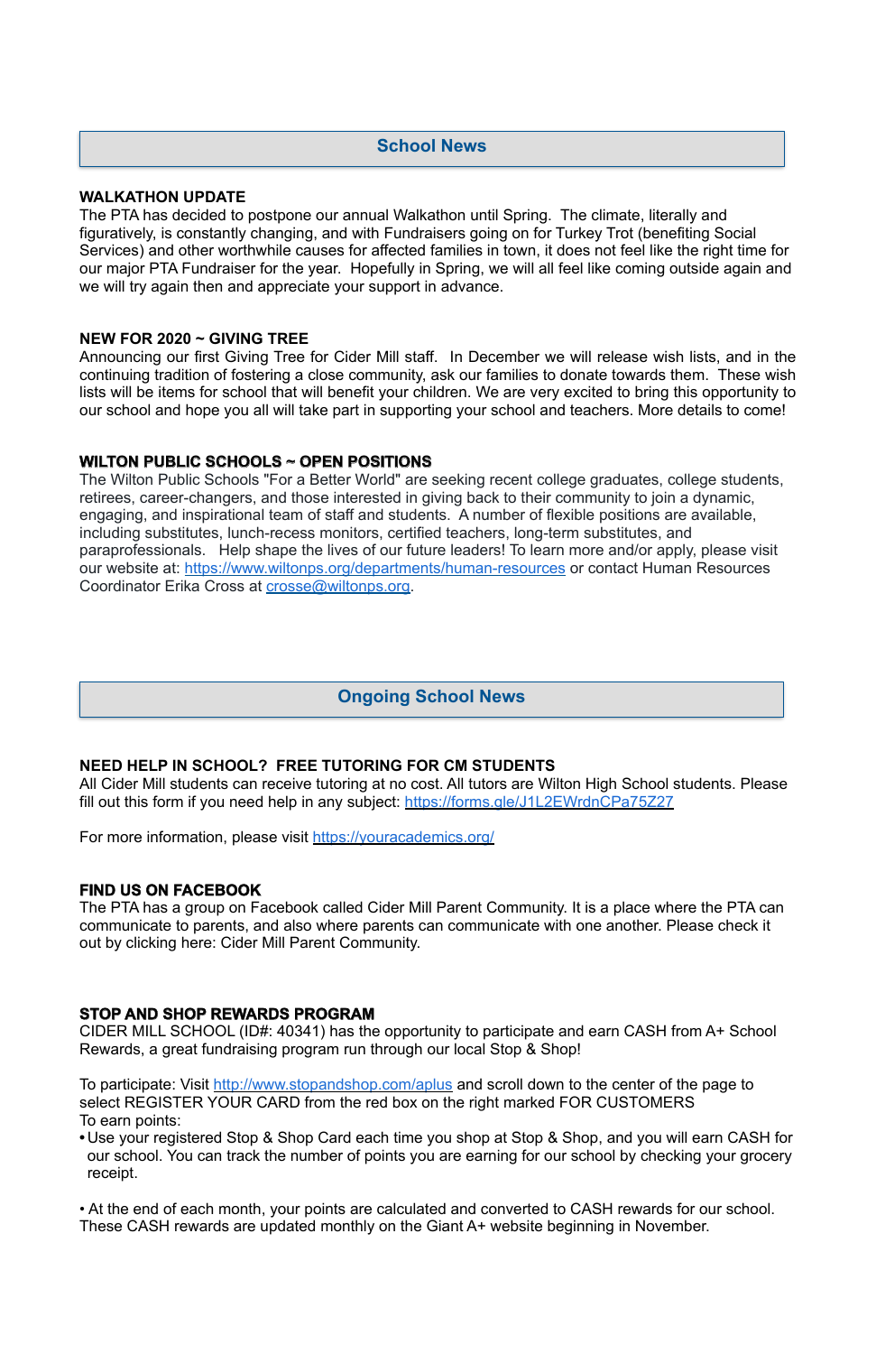## School News

**WALKATHON UPDATE**

The PTA has decided to postpone our annual Walkathon until Spring. The climate, literally and figuratively, is constantly changing, and with Fundraisers going on for Turkey Trot (benefiting Social Services) and other worthwhile causes for affected families in town, it does not feel like the right time for our major PTA Fundraiser for the year. Hopefully in Spring, we will all feel like coming outside again and we will try again then and appreciate your support in advance.

**NEW FOR 2020 ~ GIVING TREE**

Announcing our first Giving Tree for Cider Mill staff. In December we will release wish lists, and in the continuing tradition of fostering a close community, ask our families to donate towards them. These wish lists will be items for school that will benefit your children. We are very excited to bring this opportunity to our school and hope you all will take part in supporting your school and teachers. More details to come!

**WILTON PUBLIC SCHOOLS ~ OPEN POSITIONS**

The Wilton Public Schools "For a Better World" are seeking recent college graduates, college students, retirees, career-changers, and those interested in giving back to their community to join a dynamic, engaging, and inspirational team of staff and students. A number of flexible positions are available, including substitutes, lunch-recess monitors, certified teachers, long-term substitutes, and paraprofessionals. Help shape the lives of our future leaders! To learn more and/or apply, please visit our website at: https://www.wiltonps.org/departments/human-resources or contact Human Resources Coordinator Erika Cross at crosse@wiltonps.org.

## Ongoing School News

**NEED HELP IN SCHOOL? FREE TUTORING FOR CM STUDENTS**

All Cider Mill students can receive tutoring at no cost. All tutors are Wilton High School students. Please fill out this form if you need help in any subject: https://forms.gle/J1L2EWrdnCPa75Z27

For more information, please visit https://youracademics.org/

**FIND US ON FACEBOOK**

The PTA has a group on Facebook called Cider Mill Parent Community. It is a place where the PTA can communicate to parents, and also where parents can communicate with one another. Please check it out by clicking here: Cider Mill Parent Community.

**STOP AND SHOP REWARDS PROGRAM**

CIDER MILL SCHOOL (ID#: 40341) has the opportunity to participate and earn CASH from A+ School Rewards, a great fundraising program run through our local Stop & Shop!

To participate: Visit http://www.stopandshop.com/aplus and scroll down to the center of the page to select REGISTER YOUR CARD from the red box on the right marked FOR CUSTOMERS

To earn points:

- Use your registered Stop & Shop Card each time you shop at Stop & Shop, and you will earn CASH for our school. You can track the number of points you are earning for our school by checking your grocery receipt.

- At the end of each month, your points are calculated and converted to CASH rewards for our school. These CASH rewards are updated monthly on the Giant A+ website beginning in November.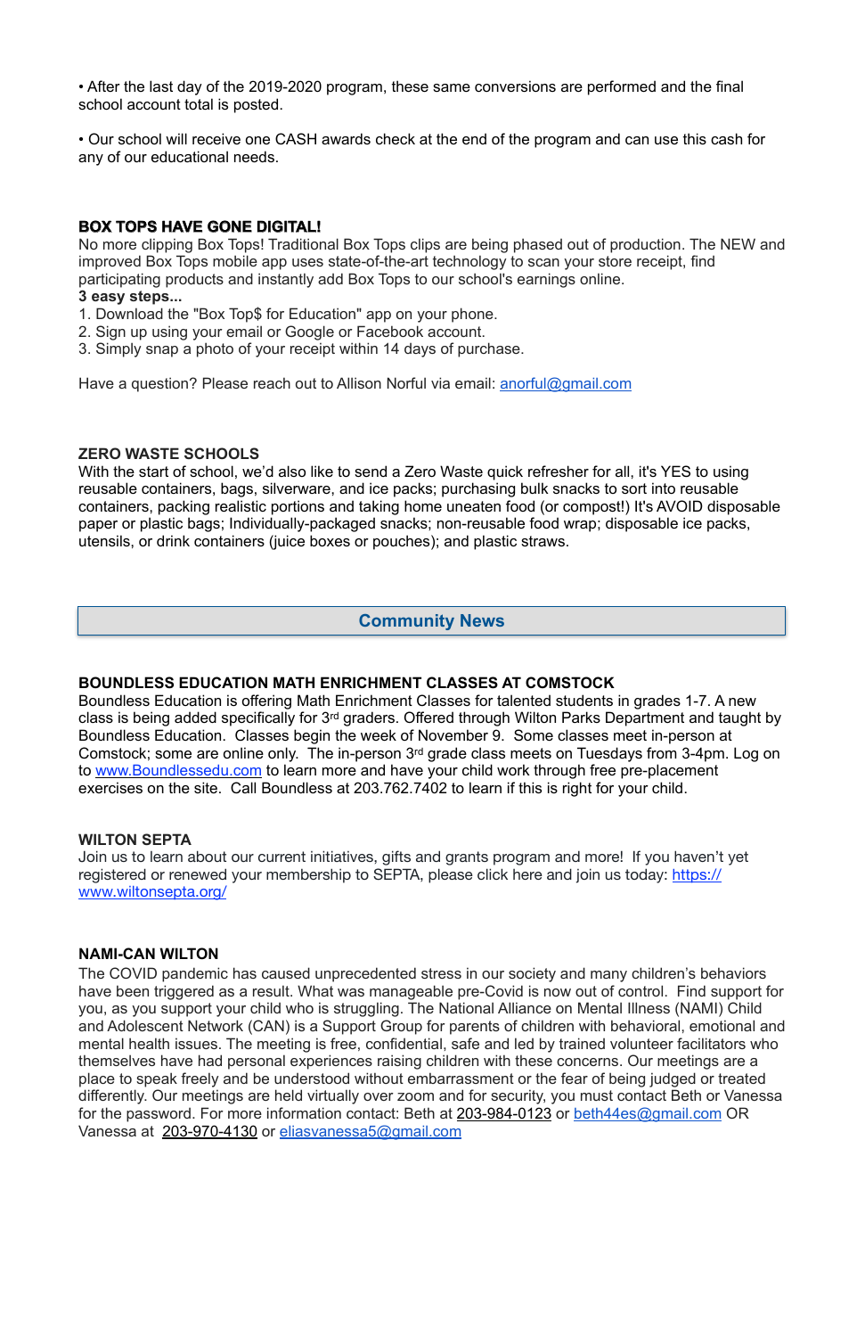• After the last day of the 2019-2020 program, these same conversions are performed and the final school account total is posted.

• Our school will receive one CASH awards check at the end of the program and can use this cash for any of our educational needs.

**BOX TOPS HAVE GONE DIGITAL!**

No more clipping Box Tops! Traditional Box Tops clips are being phased out of production. The NEW and improved Box Tops mobile app uses state-of-the-art technology to scan your store receipt, find participating products and instantly add Box Tops to our school's earnings online.

**3 easy steps...**

1. Download the "Box Top$ for Education" app on your phone.
2. Sign up using your email or Google or Facebook account.
3. Simply snap a photo of your receipt within 14 days of purchase.

Have a question? Please reach out to Allison Norful via email: anorful@gmail.com

**ZERO WASTE SCHOOLS**

With the start of school, we'd also like to send a Zero Waste quick refresher for all, it's YES to using reusable containers, bags, silverware, and ice packs; purchasing bulk snacks to sort into reusable containers, packing realistic portions and taking home uneaten food (or compost!) It's AVOID disposable paper or plastic bags; Individually-packaged snacks; non-reusable food wrap; disposable ice packs, utensils, or drink containers (juice boxes or pouches); and plastic straws.

## Community News

**BOUNDLESS EDUCATION MATH ENRICHMENT CLASSES AT COMSTOCK**

Boundless Education is offering Math Enrichment Classes for talented students in grades 1-7. A new class is being added specifically for 3rd graders. Offered through Wilton Parks Department and taught by Boundless Education. Classes begin the week of November 9. Some classes meet in-person at Comstock; some are online only. The in-person 3rd grade class meets on Tuesdays from 3-4pm. Log on to www.Boundlessedu.com to learn more and have your child work through free pre-placement exercises on the site. Call Boundless at 203.762.7402 to learn if this is right for your child.

**WILTON SEPTA**

Join us to learn about our current initiatives, gifts and grants program and more! If you haven't yet registered or renewed your membership to SEPTA, please click here and join us today: https://www.wiltonsepta.org/

**NAMI-CAN WILTON**

The COVID pandemic has caused unprecedented stress in our society and many children's behaviors have been triggered as a result. What was manageable pre-Covid is now out of control. Find support for you, as you support your child who is struggling. The National Alliance on Mental Illness (NAMI) Child and Adolescent Network (CAN) is a Support Group for parents of children with behavioral, emotional and mental health issues. The meeting is free, confidential, safe and led by trained volunteer facilitators who themselves have had personal experiences raising children with these concerns. Our meetings are a place to speak freely and be understood without embarrassment or the fear of being judged or treated differently. Our meetings are held virtually over zoom and for security, you must contact Beth or Vanessa for the password. For more information contact: Beth at 203-984-0123 or beth44es@gmail.com OR Vanessa at 203-970-4130 or eliasvanessa5@gmail.com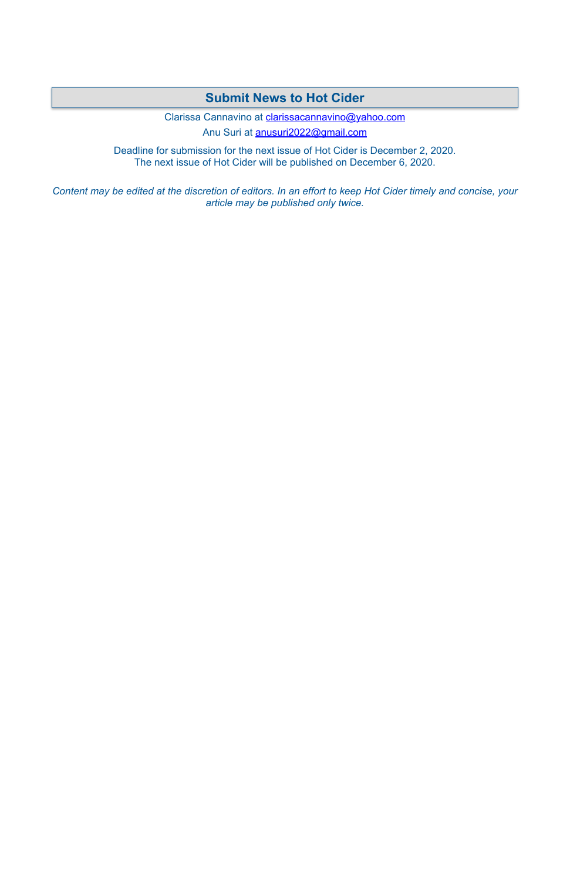## Submit News to Hot Cider

Clarissa Cannavino at clarissacannavino@yahoo.com

Anu Suri at anusuri2022@gmail.com

Deadline for submission for the next issue of Hot Cider is December 2, 2020.
The next issue of Hot Cider will be published on December 6, 2020.

*Content may be edited at the discretion of editors. In an effort to keep Hot Cider timely and concise, your article may be published only twice.*